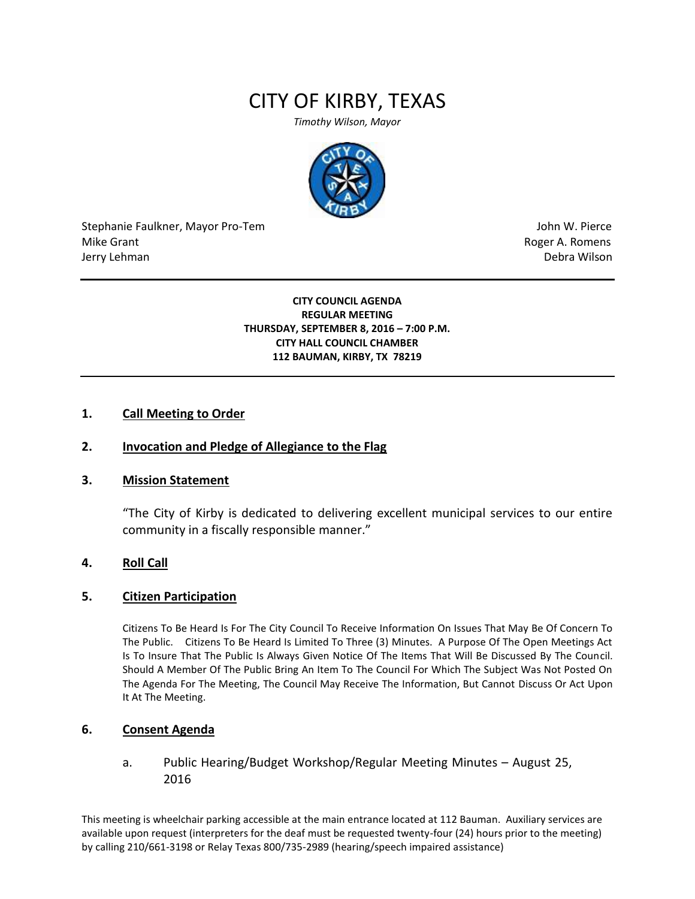# CITY OF KIRBY, TEXAS

*Timothy Wilson, Mayor*

Stephanie Faulkner, Mayor Pro-Tem
Mike Grant
Jerry Lehman

John W. Pierce
Roger A. Romens
Debra Wilson

---

**CITY COUNCIL AGENDA**
**REGULAR MEETING**
**THURSDAY, SEPTEMBER 8, 2016 – 7:00 P.M.**
**CITY HALL COUNCIL CHAMBER**
**112 BAUMAN, KIRBY, TX 78219**

---

1. **Call Meeting to Order**

2. **Invocation and Pledge of Allegiance to the Flag**

3. **Mission Statement**

   "The City of Kirby is dedicated to delivering excellent municipal services to our entire community in a fiscally responsible manner."

4. **Roll Call**

5. **Citizen Participation**

   Citizens To Be Heard Is For The City Council To Receive Information On Issues That May Be Of Concern To The Public. Citizens To Be Heard Is Limited To Three (3) Minutes. A Purpose Of The Open Meetings Act Is To Insure That The Public Is Always Given Notice Of The Items That Will Be Discussed By The Council. Should A Member Of The Public Bring An Item To The Council For Which The Subject Was Not Posted On The Agenda For The Meeting, The Council May Receive The Information, But Cannot Discuss Or Act Upon It At The Meeting.

6. **Consent Agenda**

   a. Public Hearing/Budget Workshop/Regular Meeting Minutes – August 25, 2016

This meeting is wheelchair parking accessible at the main entrance located at 112 Bauman. Auxiliary services are available upon request (interpreters for the deaf must be requested twenty-four (24) hours prior to the meeting) by calling 210/661-3198 or Relay Texas 800/735-2989 (hearing/speech impaired assistance)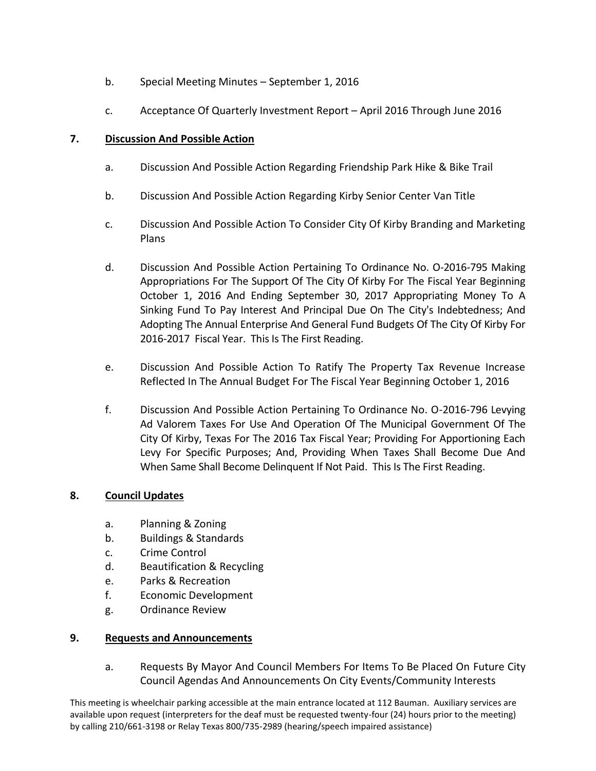b. Special Meeting Minutes – September 1, 2016

c. Acceptance Of Quarterly Investment Report – April 2016 Through June 2016

**7. Discussion And Possible Action**

a. Discussion And Possible Action Regarding Friendship Park Hike & Bike Trail

b. Discussion And Possible Action Regarding Kirby Senior Center Van Title

c. Discussion And Possible Action To Consider City Of Kirby Branding and Marketing Plans

d. Discussion And Possible Action Pertaining To Ordinance No. O-2016-795 Making Appropriations For The Support Of The City Of Kirby For The Fiscal Year Beginning October 1, 2016 And Ending September 30, 2017 Appropriating Money To A Sinking Fund To Pay Interest And Principal Due On The City's Indebtedness; And Adopting The Annual Enterprise And General Fund Budgets Of The City Of Kirby For 2016-2017 Fiscal Year. This Is The First Reading.

e. Discussion And Possible Action To Ratify The Property Tax Revenue Increase Reflected In The Annual Budget For The Fiscal Year Beginning October 1, 2016

f. Discussion And Possible Action Pertaining To Ordinance No. O-2016-796 Levying Ad Valorem Taxes For Use And Operation Of The Municipal Government Of The City Of Kirby, Texas For The 2016 Tax Fiscal Year; Providing For Apportioning Each Levy For Specific Purposes; And, Providing When Taxes Shall Become Due And When Same Shall Become Delinquent If Not Paid. This Is The First Reading.

**8. Council Updates**

a. Planning & Zoning
b. Buildings & Standards
c. Crime Control
d. Beautification & Recycling
e. Parks & Recreation
f. Economic Development
g. Ordinance Review

**9. Requests and Announcements**

a. Requests By Mayor And Council Members For Items To Be Placed On Future City Council Agendas And Announcements On City Events/Community Interests

This meeting is wheelchair parking accessible at the main entrance located at 112 Bauman. Auxiliary services are available upon request (interpreters for the deaf must be requested twenty-four (24) hours prior to the meeting) by calling 210/661-3198 or Relay Texas 800/735-2989 (hearing/speech impaired assistance)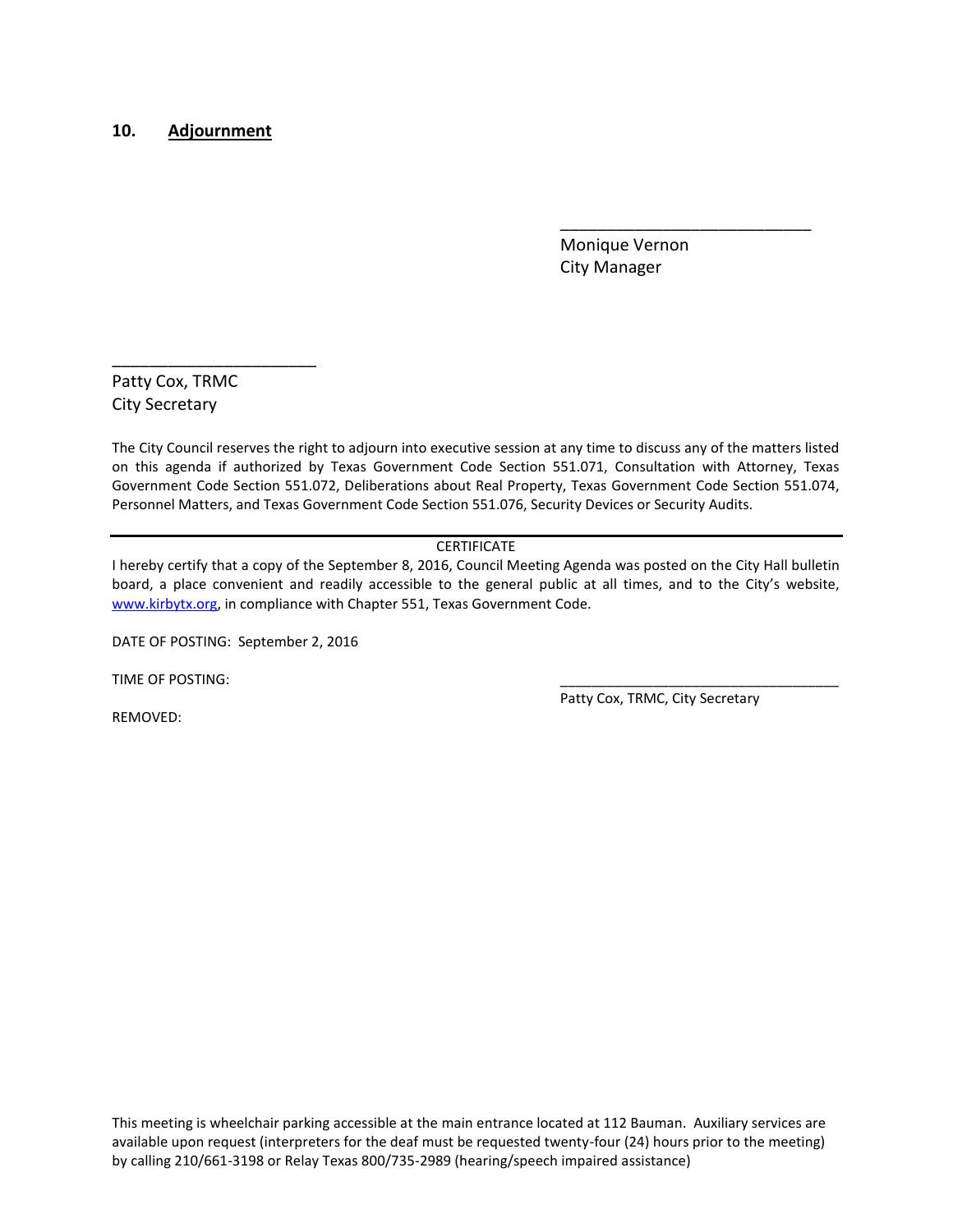**10. Adjournment**

\_\_\_\_\_\_\_\_\_\_\_\_\_\_\_\_\_\_\_\_\_\_\_\_\_\_\_\_

Monique Vernon
City Manager

\_\_\_\_\_\_\_\_\_\_\_\_\_\_\_\_\_\_\_\_\_\_\_

Patty Cox, TRMC
City Secretary

The City Council reserves the right to adjourn into executive session at any time to discuss any of the matters listed on this agenda if authorized by Texas Government Code Section 551.071, Consultation with Attorney, Texas Government Code Section 551.072, Deliberations about Real Property, Texas Government Code Section 551.074, Personnel Matters, and Texas Government Code Section 551.076, Security Devices or Security Audits.

---

CERTIFICATE

I hereby certify that a copy of the September 8, 2016, Council Meeting Agenda was posted on the City Hall bulletin board, a place convenient and readily accessible to the general public at all times, and to the City's website, www.kirbytx.org, in compliance with Chapter 551, Texas Government Code.

DATE OF POSTING: September 2, 2016

TIME OF POSTING:

\_\_\_\_\_\_\_\_\_\_\_\_\_\_\_\_\_\_\_\_\_\_\_\_\_\_\_\_\_\_\_\_\_\_\_

Patty Cox, TRMC, City Secretary

REMOVED:

This meeting is wheelchair parking accessible at the main entrance located at 112 Bauman. Auxiliary services are available upon request (interpreters for the deaf must be requested twenty-four (24) hours prior to the meeting) by calling 210/661-3198 or Relay Texas 800/735-2989 (hearing/speech impaired assistance)